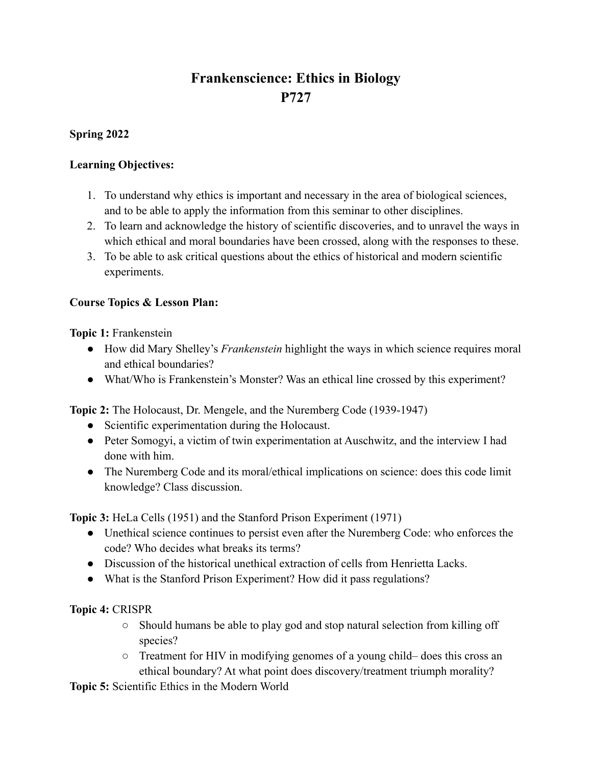# Frankenscience: Ethics in Biology
# P727

**Spring 2022**

**Learning Objectives:**

1. To understand why ethics is important and necessary in the area of biological sciences, and to be able to apply the information from this seminar to other disciplines.
2. To learn and acknowledge the history of scientific discoveries, and to unravel the ways in which ethical and moral boundaries have been crossed, along with the responses to these.
3. To be able to ask critical questions about the ethics of historical and modern scientific experiments.

**Course Topics & Lesson Plan:**

**Topic 1:** Frankenstein

- How did Mary Shelley's *Frankenstein* highlight the ways in which science requires moral and ethical boundaries?
- What/Who is Frankenstein's Monster? Was an ethical line crossed by this experiment?

**Topic 2:** The Holocaust, Dr. Mengele, and the Nuremberg Code (1939-1947)

- Scientific experimentation during the Holocaust.
- Peter Somogyi, a victim of twin experimentation at Auschwitz, and the interview I had done with him.
- The Nuremberg Code and its moral/ethical implications on science: does this code limit knowledge? Class discussion.

**Topic 3:** HeLa Cells (1951) and the Stanford Prison Experiment (1971)

- Unethical science continues to persist even after the Nuremberg Code: who enforces the code? Who decides what breaks its terms?
- Discussion of the historical unethical extraction of cells from Henrietta Lacks.
- What is the Stanford Prison Experiment? How did it pass regulations?

**Topic 4:** CRISPR

- Should humans be able to play god and stop natural selection from killing off species?
- Treatment for HIV in modifying genomes of a young child– does this cross an ethical boundary? At what point does discovery/treatment triumph morality?

**Topic 5:** Scientific Ethics in the Modern World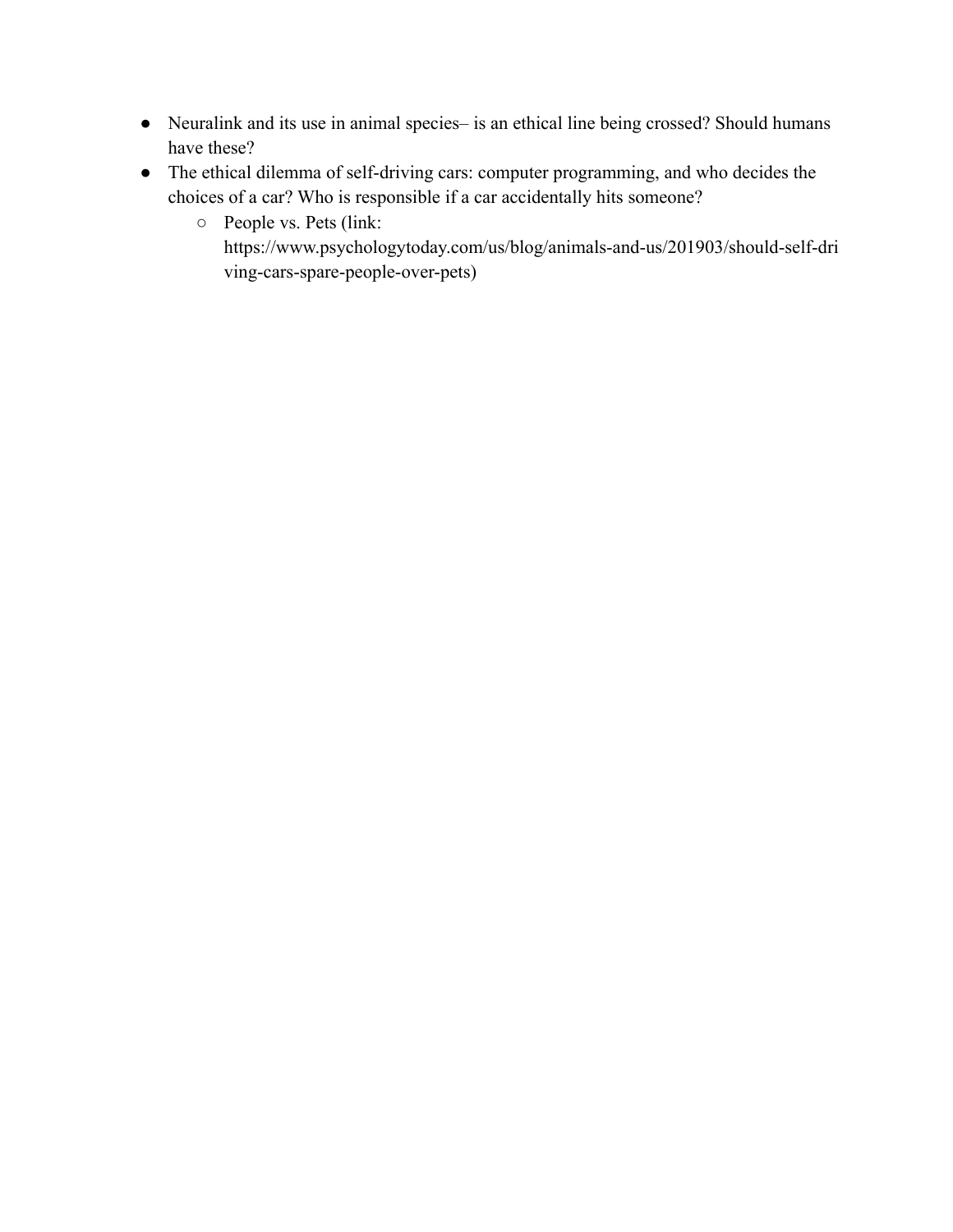- Neuralink and its use in animal species– is an ethical line being crossed? Should humans have these?
- The ethical dilemma of self-driving cars: computer programming, and who decides the choices of a car? Who is responsible if a car accidentally hits someone?
    - People vs. Pets (link: https://www.psychologytoday.com/us/blog/animals-and-us/201903/should-self-driving-cars-spare-people-over-pets)